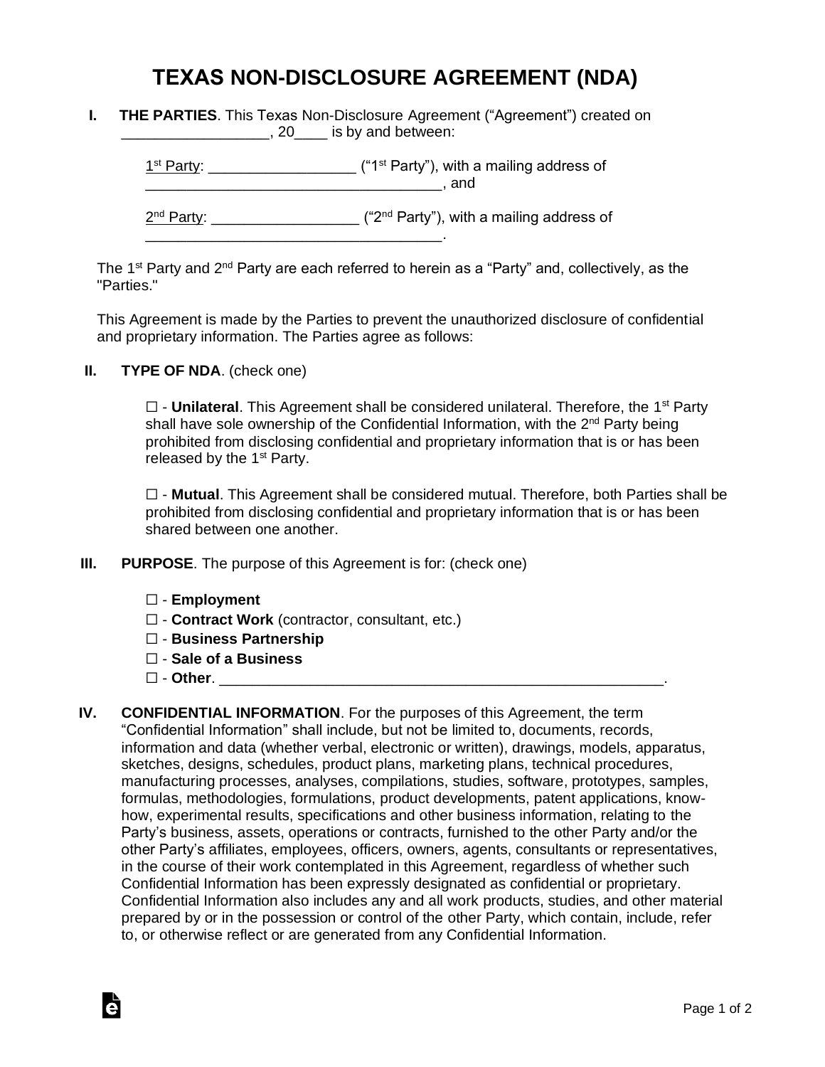# TEXAS NON-DISCLOSURE AGREEMENT (NDA)

**I. THE PARTIES**. This Texas Non-Disclosure Agreement ("Agreement") created on __________________, 20____ is by and between:

1st Party: _________________ ("1st Party"), with a mailing address of ____________________________________, and

2nd Party: _________________ ("2nd Party"), with a mailing address of ____________________________________.

The 1st Party and 2nd Party are each referred to herein as a "Party" and, collectively, as the "Parties."

This Agreement is made by the Parties to prevent the unauthorized disclosure of confidential and proprietary information. The Parties agree as follows:

**II. TYPE OF NDA**. (check one)

☐ - **Unilateral**. This Agreement shall be considered unilateral. Therefore, the 1st Party shall have sole ownership of the Confidential Information, with the 2nd Party being prohibited from disclosing confidential and proprietary information that is or has been released by the 1st Party.

☐ - **Mutual**. This Agreement shall be considered mutual. Therefore, both Parties shall be prohibited from disclosing confidential and proprietary information that is or has been shared between one another.

**III. PURPOSE**. The purpose of this Agreement is for: (check one)

☐ - **Employment**
☐ - **Contract Work** (contractor, consultant, etc.)
☐ - **Business Partnership**
☐ - **Sale of a Business**
☐ - **Other**. ________________________________________________________.

**IV. CONFIDENTIAL INFORMATION**. For the purposes of this Agreement, the term "Confidential Information" shall include, but not be limited to, documents, records, information and data (whether verbal, electronic or written), drawings, models, apparatus, sketches, designs, schedules, product plans, marketing plans, technical procedures, manufacturing processes, analyses, compilations, studies, software, prototypes, samples, formulas, methodologies, formulations, product developments, patent applications, know-how, experimental results, specifications and other business information, relating to the Party's business, assets, operations or contracts, furnished to the other Party and/or the other Party's affiliates, employees, officers, owners, agents, consultants or representatives, in the course of their work contemplated in this Agreement, regardless of whether such Confidential Information has been expressly designated as confidential or proprietary. Confidential Information also includes any and all work products, studies, and other material prepared by or in the possession or control of the other Party, which contain, include, refer to, or otherwise reflect or are generated from any Confidential Information.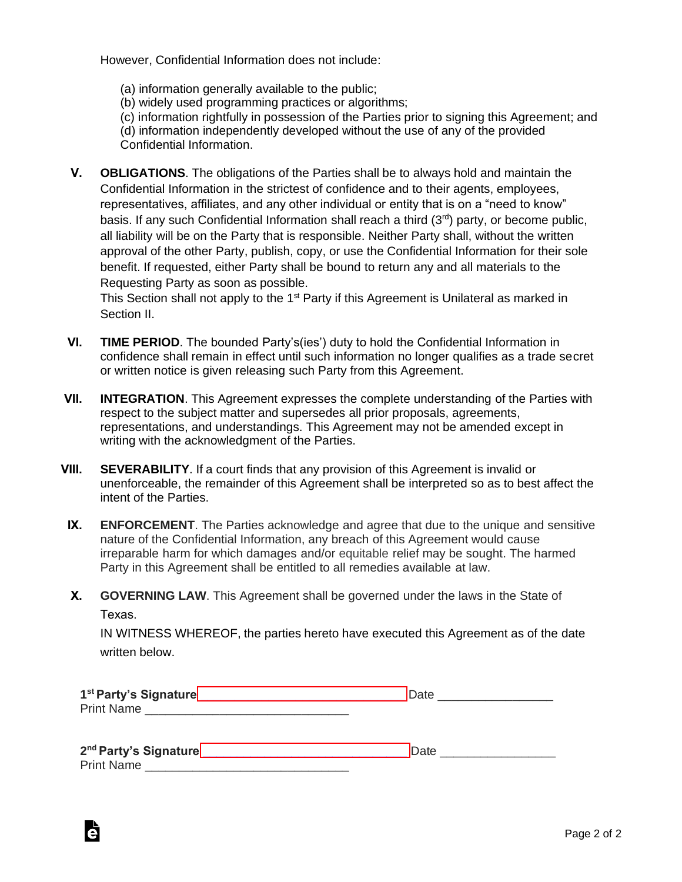However, Confidential Information does not include:

(a) information generally available to the public;
(b) widely used programming practices or algorithms;
(c) information rightfully in possession of the Parties prior to signing this Agreement; and
(d) information independently developed without the use of any of the provided Confidential Information.

**V. OBLIGATIONS**. The obligations of the Parties shall be to always hold and maintain the Confidential Information in the strictest of confidence and to their agents, employees, representatives, affiliates, and any other individual or entity that is on a "need to know" basis. If any such Confidential Information shall reach a third (3rd) party, or become public, all liability will be on the Party that is responsible. Neither Party shall, without the written approval of the other Party, publish, copy, or use the Confidential Information for their sole benefit. If requested, either Party shall be bound to return any and all materials to the Requesting Party as soon as possible.
This Section shall not apply to the 1st Party if this Agreement is Unilateral as marked in Section II.

**VI. TIME PERIOD**. The bounded Party's(ies') duty to hold the Confidential Information in confidence shall remain in effect until such information no longer qualifies as a trade secret or written notice is given releasing such Party from this Agreement.

**VII. INTEGRATION**. This Agreement expresses the complete understanding of the Parties with respect to the subject matter and supersedes all prior proposals, agreements, representations, and understandings. This Agreement may not be amended except in writing with the acknowledgment of the Parties.

**VIII. SEVERABILITY**. If a court finds that any provision of this Agreement is invalid or unenforceable, the remainder of this Agreement shall be interpreted so as to best affect the intent of the Parties.

**IX. ENFORCEMENT**. The Parties acknowledge and agree that due to the unique and sensitive nature of the Confidential Information, any breach of this Agreement would cause irreparable harm for which damages and/or equitable relief may be sought. The harmed Party in this Agreement shall be entitled to all remedies available at law.

**X. GOVERNING LAW**. This Agreement shall be governed under the laws in the State of Texas.

IN WITNESS WHEREOF, the parties hereto have executed this Agreement as of the date written below.

**1st Party's Signature** ______________________________ Date ________________
Print Name ______________________________

**2nd Party's Signature** ______________________________ Date ________________
Print Name ______________________________